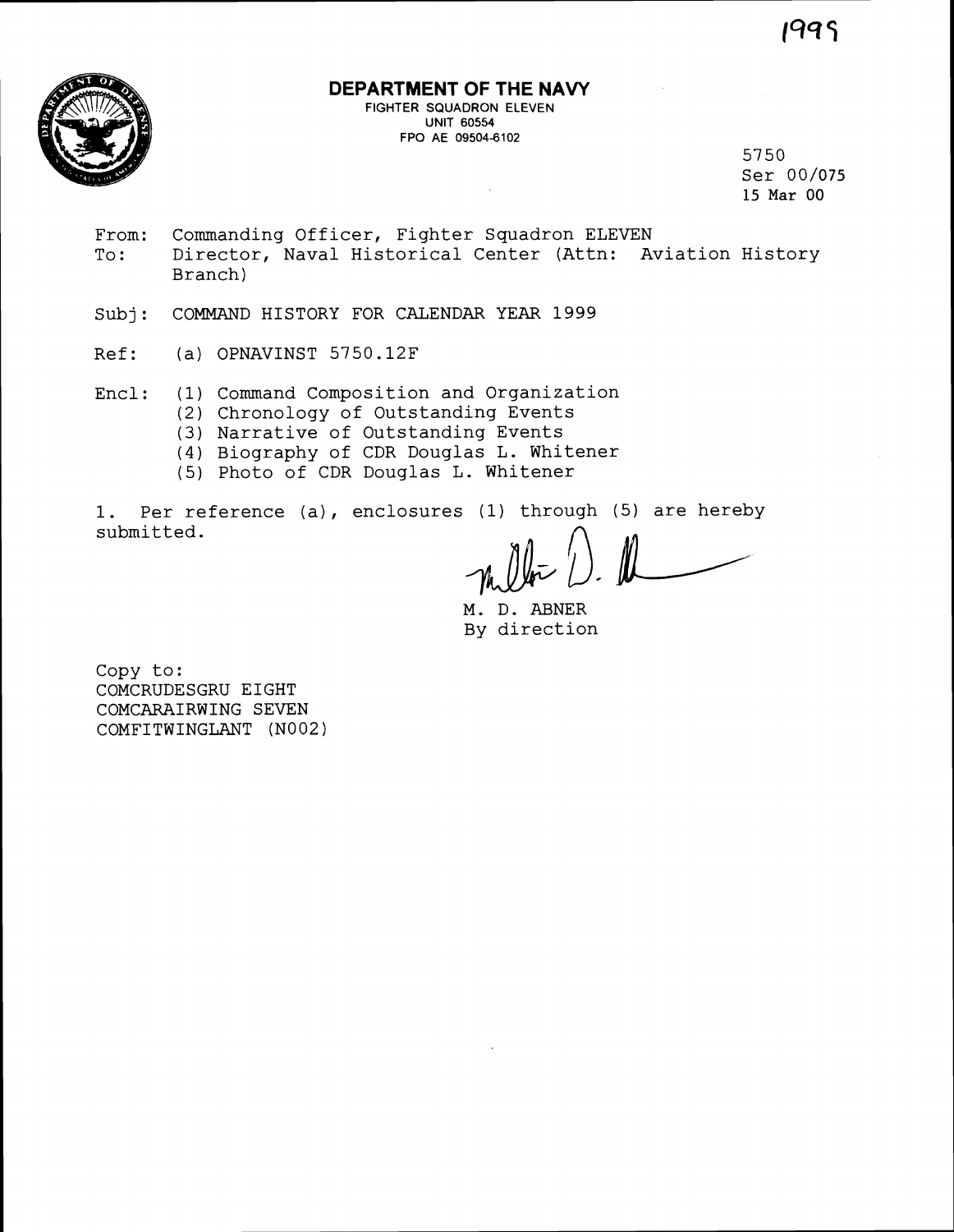1999

**DEPARTMENT OF THE NAVY**
FIGHTER SQUADRON ELEVEN
UNIT 60554
FPO AE 09504-6102

5750
Ser 00/075
15 Mar 00

From: Commanding Officer, Fighter Squadron ELEVEN
To: Director, Naval Historical Center (Attn: Aviation History Branch)

Subj: COMMAND HISTORY FOR CALENDAR YEAR 1999

Ref: (a) OPNAVINST 5750.12F

Encl: (1) Command Composition and Organization
(2) Chronology of Outstanding Events
(3) Narrative of Outstanding Events
(4) Biography of CDR Douglas L. Whitener
(5) Photo of CDR Douglas L. Whitener

1. Per reference (a), enclosures (1) through (5) are hereby submitted.

M. D. ABNER
By direction

Copy to:
COMCRUDESGRU EIGHT
COMCARAIRWING SEVEN
COMFITWINGLANT (N002)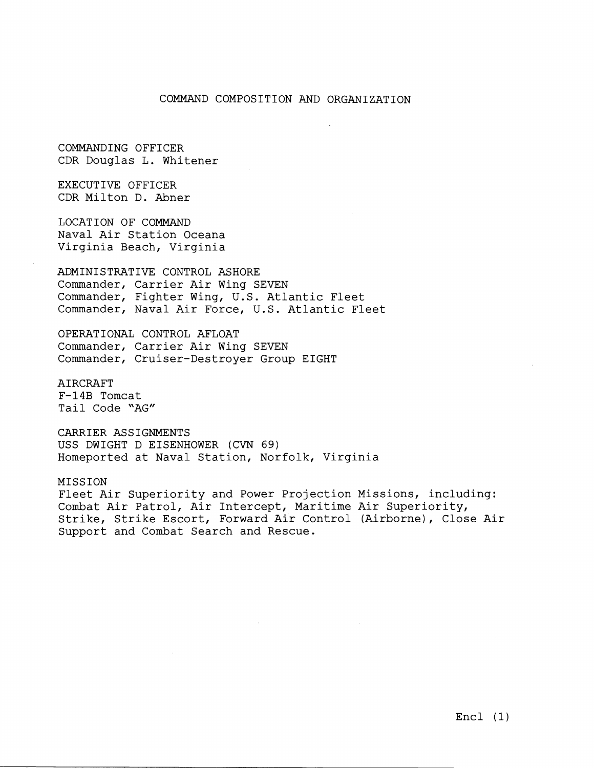# COMMAND COMPOSITION AND ORGANIZATION

COMMANDING OFFICER
CDR Douglas L. Whitener

EXECUTIVE OFFICER
CDR Milton D. Abner

LOCATION OF COMMAND
Naval Air Station Oceana
Virginia Beach, Virginia

ADMINISTRATIVE CONTROL ASHORE
Commander, Carrier Air Wing SEVEN
Commander, Fighter Wing, U.S. Atlantic Fleet
Commander, Naval Air Force, U.S. Atlantic Fleet

OPERATIONAL CONTROL AFLOAT
Commander, Carrier Air Wing SEVEN
Commander, Cruiser-Destroyer Group EIGHT

AIRCRAFT
F-14B Tomcat
Tail Code "AG"

CARRIER ASSIGNMENTS
USS DWIGHT D EISENHOWER (CVN 69)
Homeported at Naval Station, Norfolk, Virginia

MISSION
Fleet Air Superiority and Power Projection Missions, including: Combat Air Patrol, Air Intercept, Maritime Air Superiority, Strike, Strike Escort, Forward Air Control (Airborne), Close Air Support and Combat Search and Rescue.

Encl (1)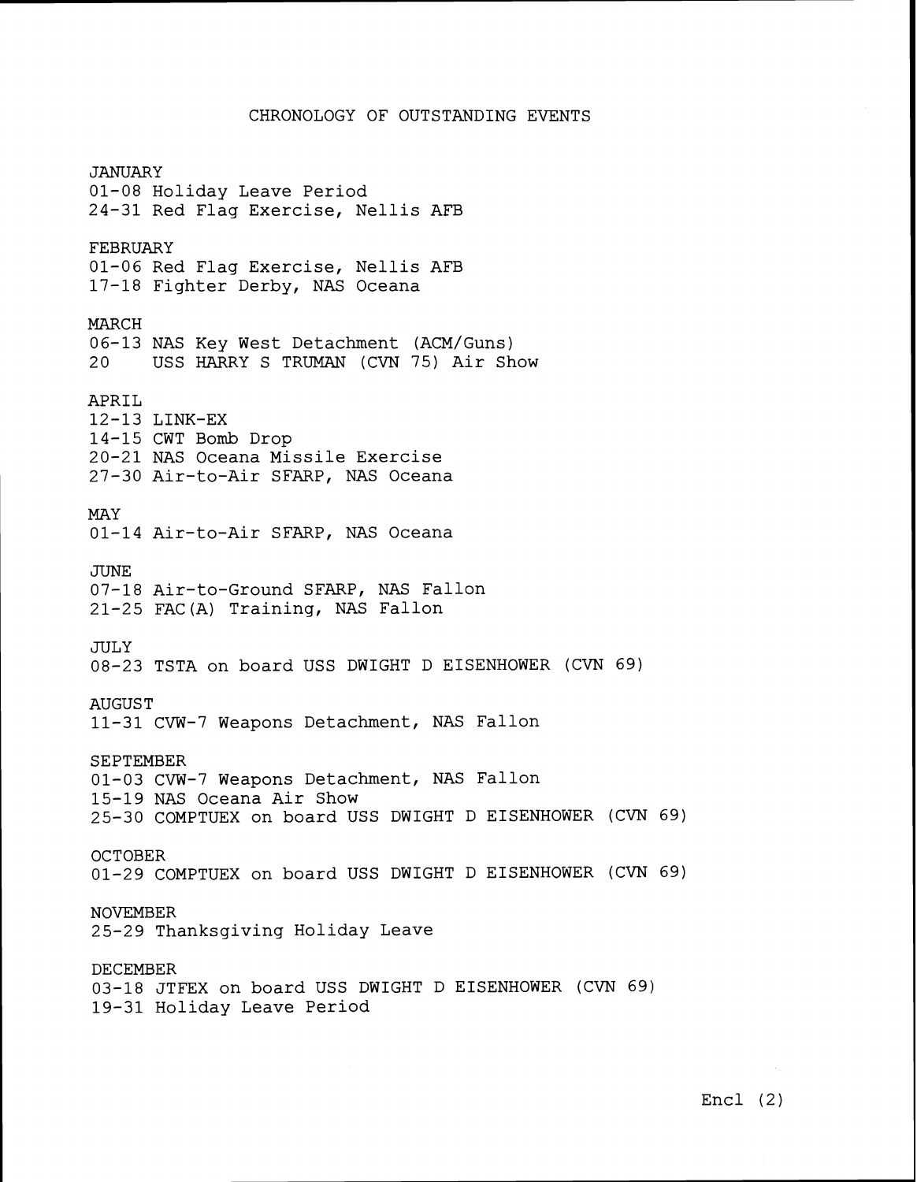# CHRONOLOGY OF OUTSTANDING EVENTS

## JANUARY

01-08 Holiday Leave Period
24-31 Red Flag Exercise, Nellis AFB

## FEBRUARY

01-06 Red Flag Exercise, Nellis AFB
17-18 Fighter Derby, NAS Oceana

## MARCH

06-13 NAS Key West Detachment (ACM/Guns)
20 USS HARRY S TRUMAN (CVN 75) Air Show

## APRIL

12-13 LINK-EX
14-15 CWT Bomb Drop
20-21 NAS Oceana Missile Exercise
27-30 Air-to-Air SFARP, NAS Oceana

## MAY

01-14 Air-to-Air SFARP, NAS Oceana

## JUNE

07-18 Air-to-Ground SFARP, NAS Fallon
21-25 FAC(A) Training, NAS Fallon

## JULY

08-23 TSTA on board USS DWIGHT D EISENHOWER (CVN 69)

## AUGUST

11-31 CVW-7 Weapons Detachment, NAS Fallon

## SEPTEMBER

01-03 CVW-7 Weapons Detachment, NAS Fallon
15-19 NAS Oceana Air Show
25-30 COMPTUEX on board USS DWIGHT D EISENHOWER (CVN 69)

## OCTOBER

01-29 COMPTUEX on board USS DWIGHT D EISENHOWER (CVN 69)

## NOVEMBER

25-29 Thanksgiving Holiday Leave

## DECEMBER

03-18 JTFEX on board USS DWIGHT D EISENHOWER (CVN 69)
19-31 Holiday Leave Period

Encl (2)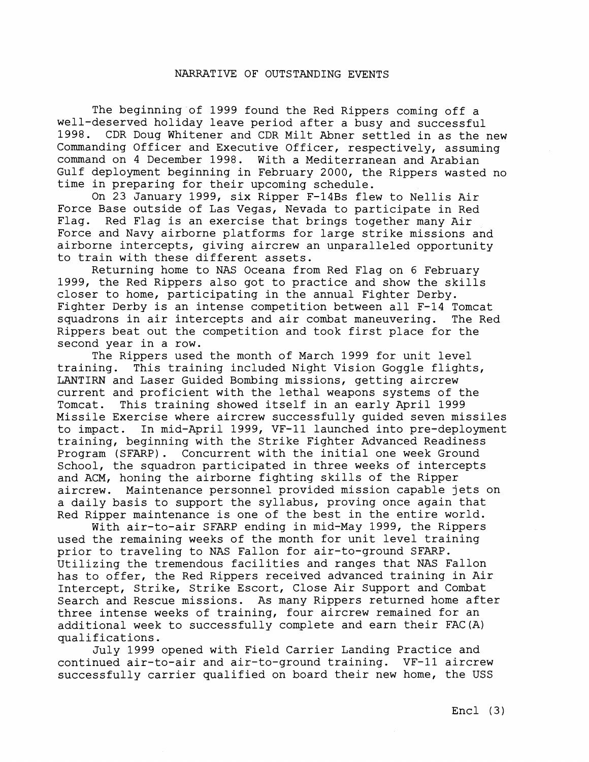# NARRATIVE OF OUTSTANDING EVENTS

The beginning of 1999 found the Red Rippers coming off a well-deserved holiday leave period after a busy and successful 1998. CDR Doug Whitener and CDR Milt Abner settled in as the new Commanding Officer and Executive Officer, respectively, assuming command on 4 December 1998. With a Mediterranean and Arabian Gulf deployment beginning in February 2000, the Rippers wasted no time in preparing for their upcoming schedule.

On 23 January 1999, six Ripper F-14Bs flew to Nellis Air Force Base outside of Las Vegas, Nevada to participate in Red Flag. Red Flag is an exercise that brings together many Air Force and Navy airborne platforms for large strike missions and airborne intercepts, giving aircrew an unparalleled opportunity to train with these different assets.

Returning home to NAS Oceana from Red Flag on 6 February 1999, the Red Rippers also got to practice and show the skills closer to home, participating in the annual Fighter Derby. Fighter Derby is an intense competition between all F-14 Tomcat squadrons in air intercepts and air combat maneuvering. The Red Rippers beat out the competition and took first place for the second year in a row.

The Rippers used the month of March 1999 for unit level training. This training included Night Vision Goggle flights, LANTIRN and Laser Guided Bombing missions, getting aircrew current and proficient with the lethal weapons systems of the Tomcat. This training showed itself in an early April 1999 Missile Exercise where aircrew successfully guided seven missiles to impact. In mid-April 1999, VF-11 launched into pre-deployment training, beginning with the Strike Fighter Advanced Readiness Program (SFARP). Concurrent with the initial one week Ground School, the squadron participated in three weeks of intercepts and ACM, honing the airborne fighting skills of the Ripper aircrew. Maintenance personnel provided mission capable jets on a daily basis to support the syllabus, proving once again that Red Ripper maintenance is one of the best in the entire world.

With air-to-air SFARP ending in mid-May 1999, the Rippers used the remaining weeks of the month for unit level training prior to traveling to NAS Fallon for air-to-ground SFARP. Utilizing the tremendous facilities and ranges that NAS Fallon has to offer, the Red Rippers received advanced training in Air Intercept, Strike, Strike Escort, Close Air Support and Combat Search and Rescue missions. As many Rippers returned home after three intense weeks of training, four aircrew remained for an additional week to successfully complete and earn their FAC(A) qualifications.

July 1999 opened with Field Carrier Landing Practice and continued air-to-air and air-to-ground training. VF-11 aircrew successfully carrier qualified on board their new home, the USS

Encl (3)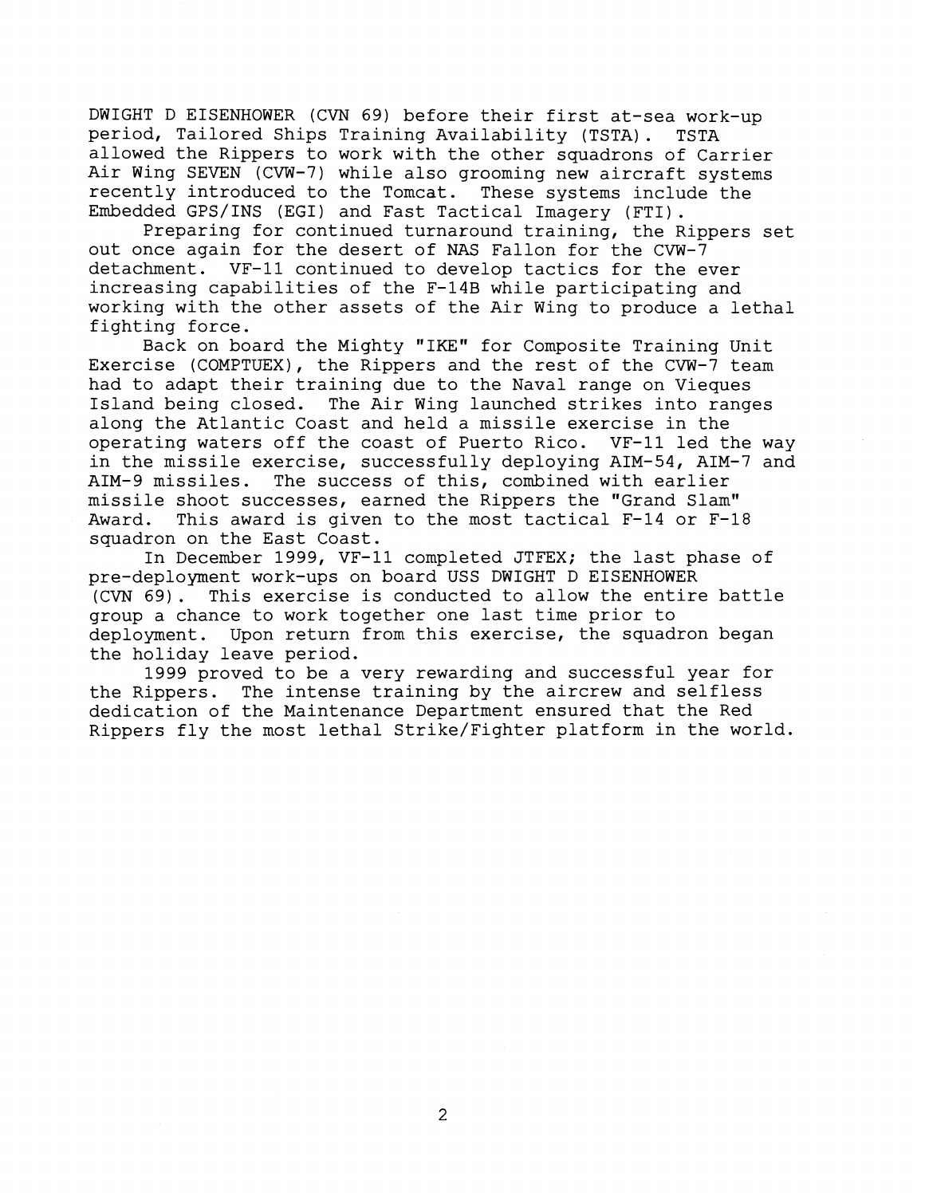DWIGHT D EISENHOWER (CVN 69) before their first at-sea work-up period, Tailored Ships Training Availability (TSTA). TSTA allowed the Rippers to work with the other squadrons of Carrier Air Wing SEVEN (CVW-7) while also grooming new aircraft systems recently introduced to the Tomcat. These systems include the Embedded GPS/INS (EGI) and Fast Tactical Imagery (FTI).

Preparing for continued turnaround training, the Rippers set out once again for the desert of NAS Fallon for the CVW-7 detachment. VF-11 continued to develop tactics for the ever increasing capabilities of the F-14B while participating and working with the other assets of the Air Wing to produce a lethal fighting force.

Back on board the Mighty "IKE" for Composite Training Unit Exercise (COMPTUEX), the Rippers and the rest of the CVW-7 team had to adapt their training due to the Naval range on Vieques Island being closed. The Air Wing launched strikes into ranges along the Atlantic Coast and held a missile exercise in the operating waters off the coast of Puerto Rico. VF-11 led the way in the missile exercise, successfully deploying AIM-54, AIM-7 and AIM-9 missiles. The success of this, combined with earlier missile shoot successes, earned the Rippers the "Grand Slam" Award. This award is given to the most tactical F-14 or F-18 squadron on the East Coast.

In December 1999, VF-11 completed JTFEX; the last phase of pre-deployment work-ups on board USS DWIGHT D EISENHOWER (CVN 69). This exercise is conducted to allow the entire battle group a chance to work together one last time prior to deployment. Upon return from this exercise, the squadron began the holiday leave period.

1999 proved to be a very rewarding and successful year for the Rippers. The intense training by the aircrew and selfless dedication of the Maintenance Department ensured that the Red Rippers fly the most lethal Strike/Fighter platform in the world.